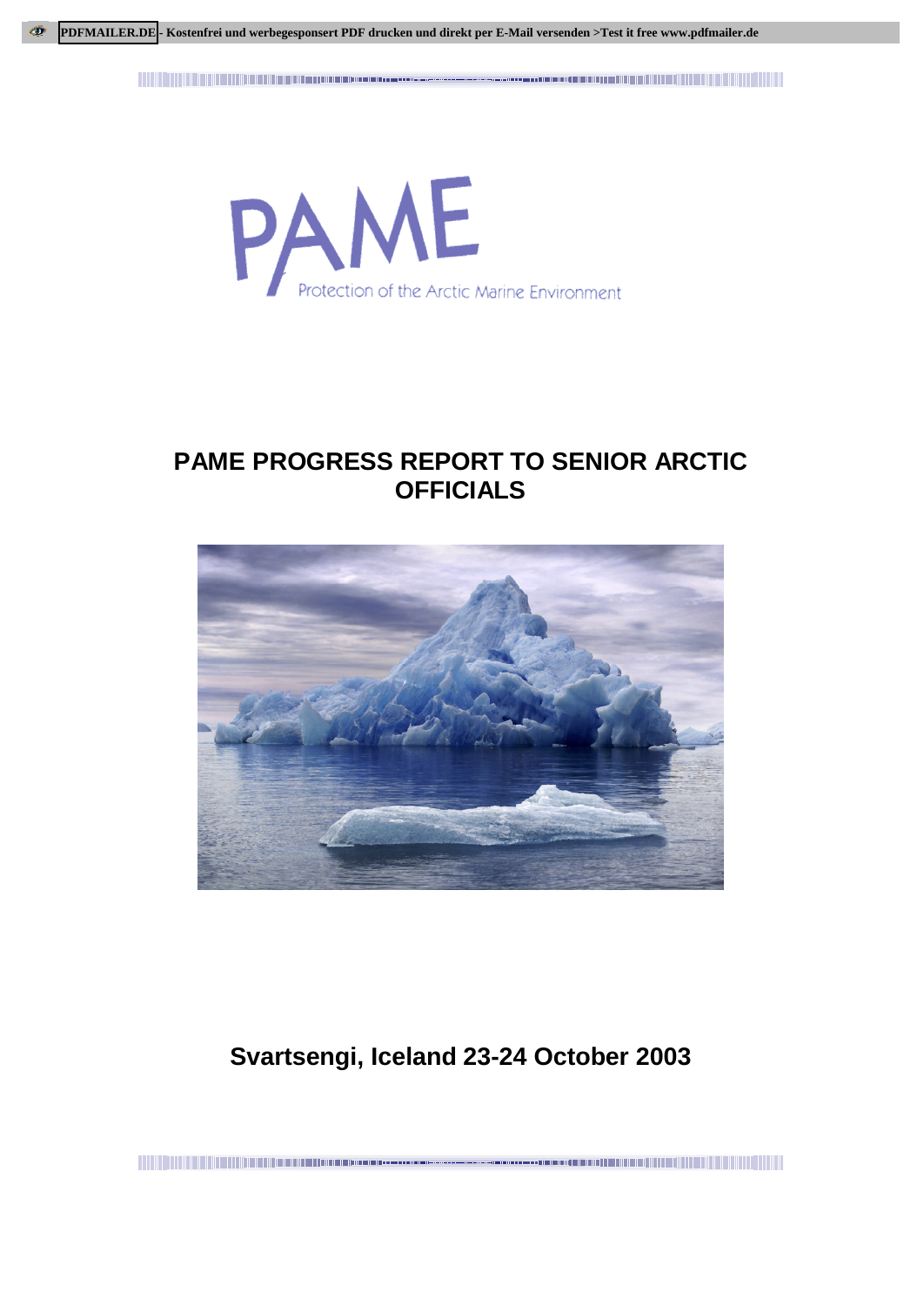PAME

Protection of the Arctic Marine Environment

# PAME PROGRESS REPORT TO SENIOR ARCTIC OFFICIALS

## Svartsengi, Iceland 23-24 October 2003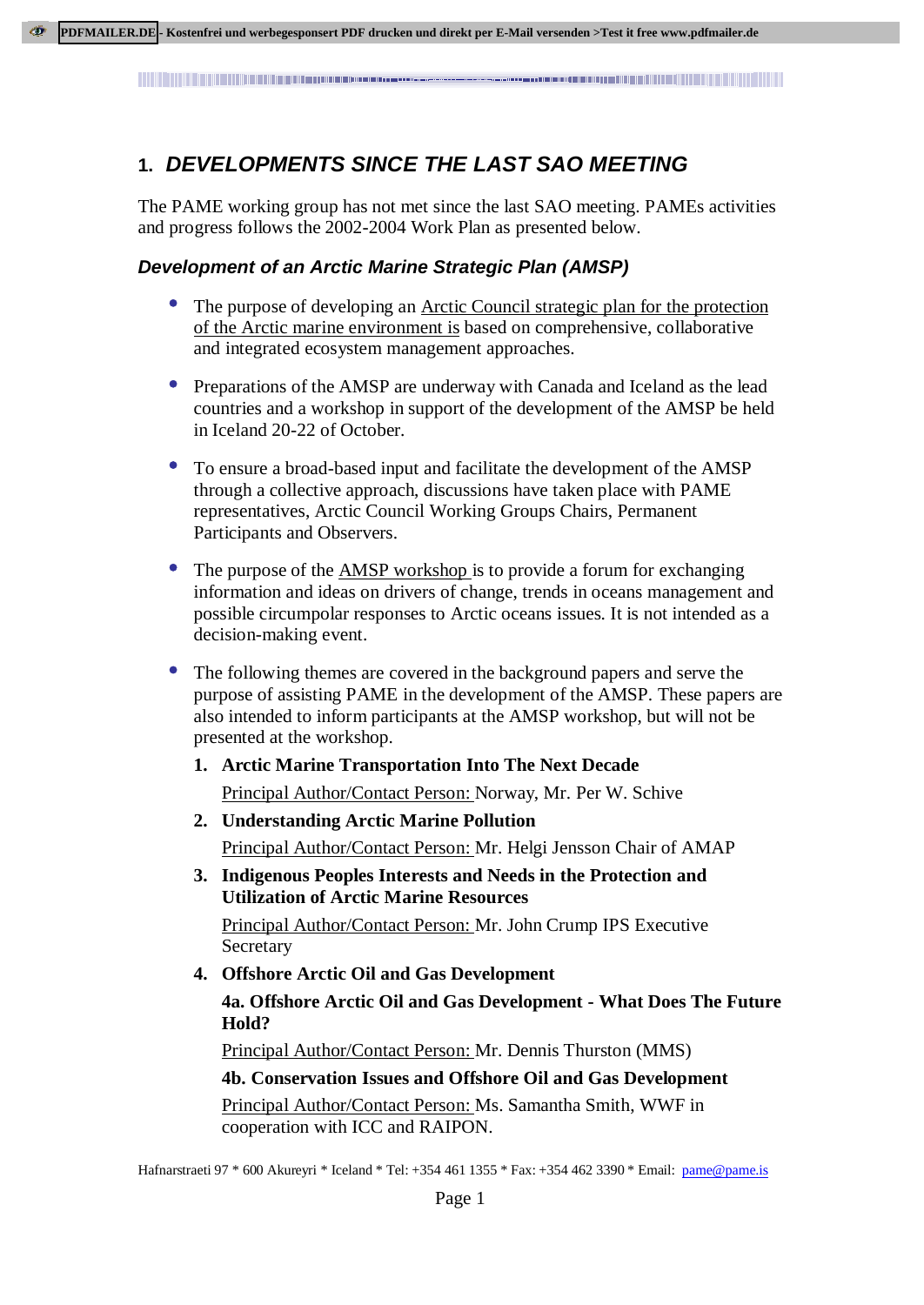# 1. *DEVELOPMENTS SINCE THE LAST SAO MEETING*

The PAME working group has not met since the last SAO meeting. PAMEs activities and progress follows the 2002-2004 Work Plan as presented below.

### *Development of an Arctic Marine Strategic Plan (AMSP)*

- The purpose of developing an Arctic Council strategic plan for the protection of the Arctic marine environment is based on comprehensive, collaborative and integrated ecosystem management approaches.
- Preparations of the AMSP are underway with Canada and Iceland as the lead countries and a workshop in support of the development of the AMSP be held in Iceland 20-22 of October.
- To ensure a broad-based input and facilitate the development of the AMSP through a collective approach, discussions have taken place with PAME representatives, Arctic Council Working Groups Chairs, Permanent Participants and Observers.
- The purpose of the AMSP workshop is to provide a forum for exchanging information and ideas on drivers of change, trends in oceans management and possible circumpolar responses to Arctic oceans issues. It is not intended as a decision-making event.
- The following themes are covered in the background papers and serve the purpose of assisting PAME in the development of the AMSP. These papers are also intended to inform participants at the AMSP workshop, but will not be presented at the workshop.

  1. **Arctic Marine Transportation Into The Next Decade**

     Principal Author/Contact Person: Norway, Mr. Per W. Schive

  2. **Understanding Arctic Marine Pollution**

     Principal Author/Contact Person: Mr. Helgi Jensson Chair of AMAP

  3. **Indigenous Peoples Interests and Needs in the Protection and Utilization of Arctic Marine Resources**

     Principal Author/Contact Person: Mr. John Crump IPS Executive Secretary

  4. **Offshore Arctic Oil and Gas Development**

     **4a. Offshore Arctic Oil and Gas Development - What Does The Future Hold?**

     Principal Author/Contact Person: Mr. Dennis Thurston (MMS)

     **4b. Conservation Issues and Offshore Oil and Gas Development**

     Principal Author/Contact Person: Ms. Samantha Smith, WWF in cooperation with ICC and RAIPON.

Hafnarstraeti 97 * 600 Akureyri * Iceland * Tel: +354 461 1355 * Fax: +354 462 3390 * Email: pame@pame.is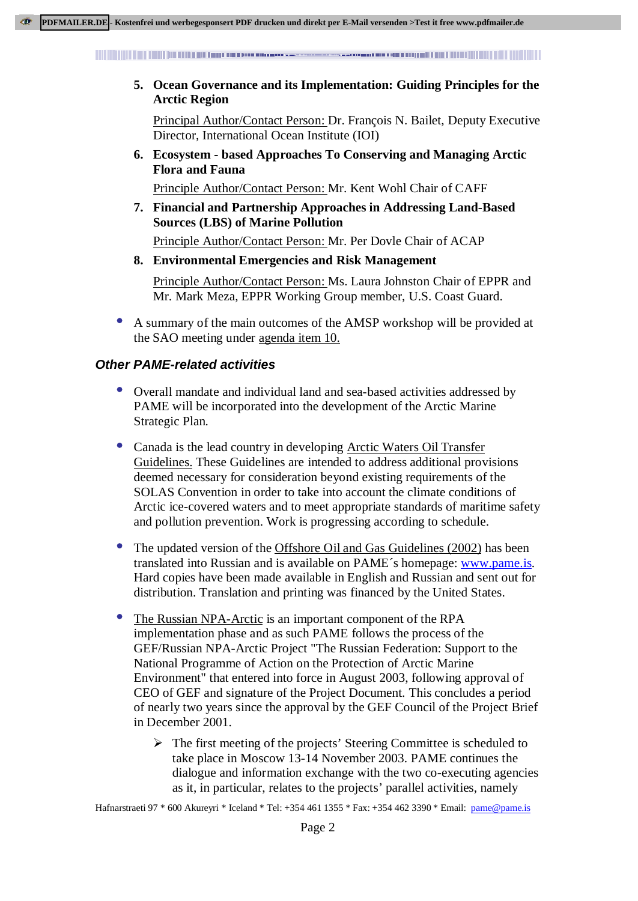5. **Ocean Governance and its Implementation: Guiding Principles for the Arctic Region**

   Principal Author/Contact Person: Dr. François N. Bailet, Deputy Executive Director, International Ocean Institute (IOI)

6. **Ecosystem - based Approaches To Conserving and Managing Arctic Flora and Fauna**

   Principle Author/Contact Person: Mr. Kent Wohl Chair of CAFF

7. **Financial and Partnership Approaches in Addressing Land-Based Sources (LBS) of Marine Pollution**

   Principle Author/Contact Person: Mr. Per Dovle Chair of ACAP

8. **Environmental Emergencies and Risk Management**

   Principle Author/Contact Person: Ms. Laura Johnston Chair of EPPR and Mr. Mark Meza, EPPR Working Group member, U.S. Coast Guard.

- A summary of the main outcomes of the AMSP workshop will be provided at the SAO meeting under agenda item 10.

### *Other PAME-related activities*

- Overall mandate and individual land and sea-based activities addressed by PAME will be incorporated into the development of the Arctic Marine Strategic Plan.

- Canada is the lead country in developing Arctic Waters Oil Transfer Guidelines. These Guidelines are intended to address additional provisions deemed necessary for consideration beyond existing requirements of the SOLAS Convention in order to take into account the climate conditions of Arctic ice-covered waters and to meet appropriate standards of maritime safety and pollution prevention. Work is progressing according to schedule.

- The updated version of the Offshore Oil and Gas Guidelines (2002) has been translated into Russian and is available on PAME´s homepage: www.pame.is. Hard copies have been made available in English and Russian and sent out for distribution. Translation and printing was financed by the United States.

- The Russian NPA-Arctic is an important component of the RPA implementation phase and as such PAME follows the process of the GEF/Russian NPA-Arctic Project "The Russian Federation: Support to the National Programme of Action on the Protection of Arctic Marine Environment" that entered into force in August 2003, following approval of CEO of GEF and signature of the Project Document. This concludes a period of nearly two years since the approval by the GEF Council of the Project Brief in December 2001.
  - The first meeting of the projects' Steering Committee is scheduled to take place in Moscow 13-14 November 2003. PAME continues the dialogue and information exchange with the two co-executing agencies as it, in particular, relates to the projects' parallel activities, namely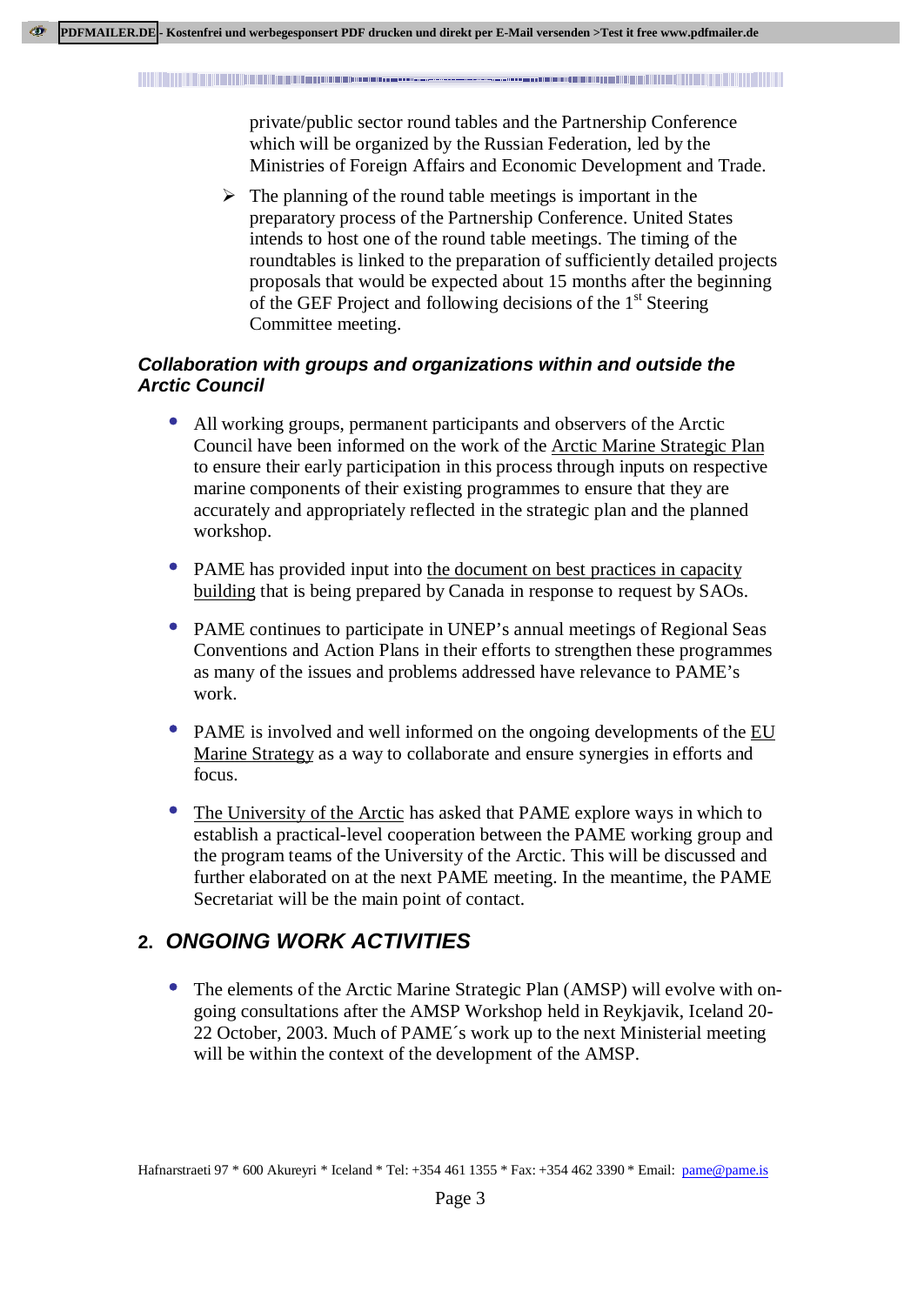private/public sector round tables and the Partnership Conference which will be organized by the Russian Federation, led by the Ministries of Foreign Affairs and Economic Development and Trade.

- The planning of the round table meetings is important in the preparatory process of the Partnership Conference. United States intends to host one of the round table meetings. The timing of the roundtables is linked to the preparation of sufficiently detailed projects proposals that would be expected about 15 months after the beginning of the GEF Project and following decisions of the 1st Steering Committee meeting.

### *Collaboration with groups and organizations within and outside the Arctic Council*

- All working groups, permanent participants and observers of the Arctic Council have been informed on the work of the Arctic Marine Strategic Plan to ensure their early participation in this process through inputs on respective marine components of their existing programmes to ensure that they are accurately and appropriately reflected in the strategic plan and the planned workshop.

- PAME has provided input into the document on best practices in capacity building that is being prepared by Canada in response to request by SAOs.

- PAME continues to participate in UNEP's annual meetings of Regional Seas Conventions and Action Plans in their efforts to strengthen these programmes as many of the issues and problems addressed have relevance to PAME's work.

- PAME is involved and well informed on the ongoing developments of the EU Marine Strategy as a way to collaborate and ensure synergies in efforts and focus.

- The University of the Arctic has asked that PAME explore ways in which to establish a practical-level cooperation between the PAME working group and the program teams of the University of the Arctic. This will be discussed and further elaborated on at the next PAME meeting. In the meantime, the PAME Secretariat will be the main point of contact.

## 2. *ONGOING WORK ACTIVITIES*

- The elements of the Arctic Marine Strategic Plan (AMSP) will evolve with on-going consultations after the AMSP Workshop held in Reykjavik, Iceland 20-22 October, 2003. Much of PAME´s work up to the next Ministerial meeting will be within the context of the development of the AMSP.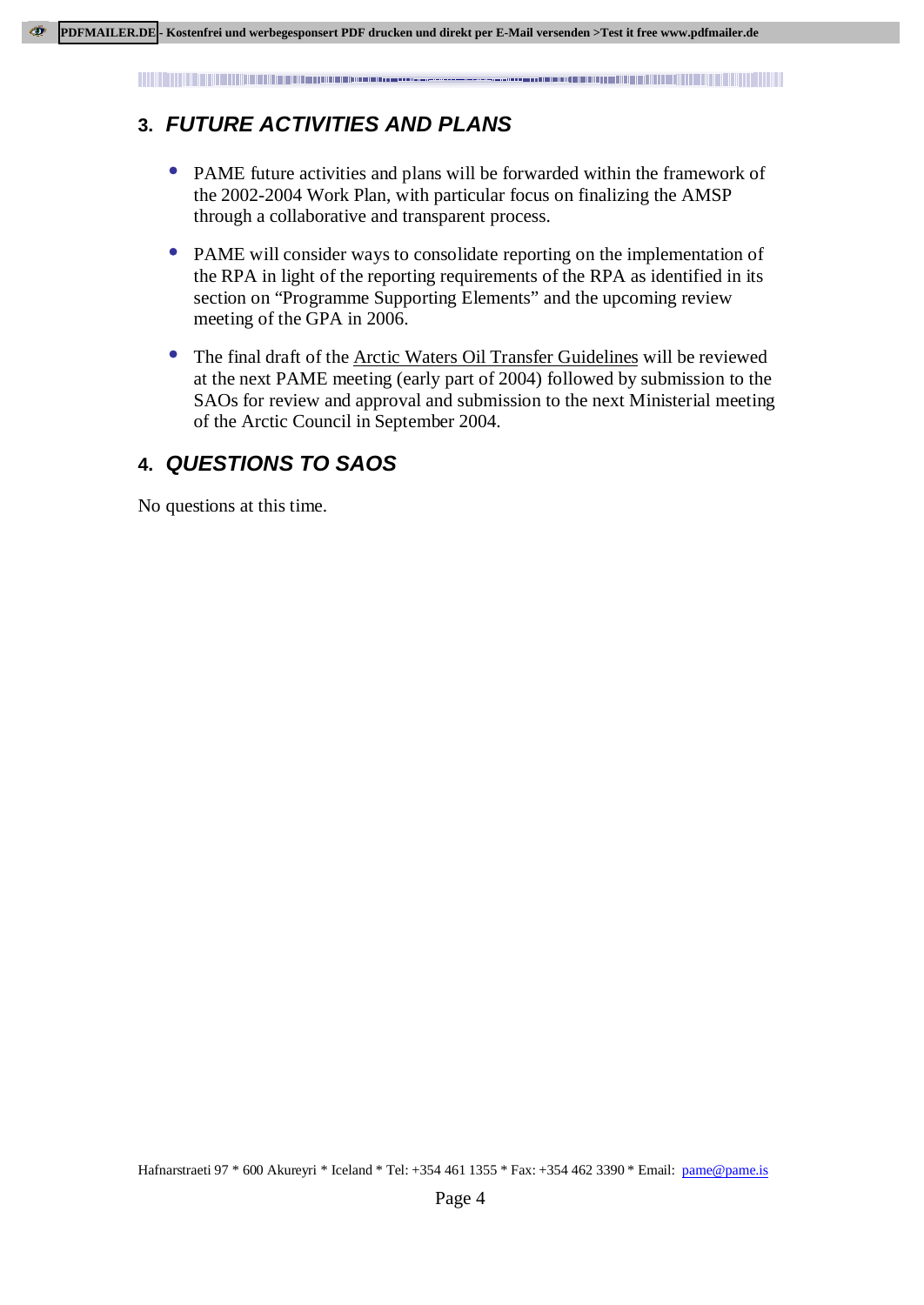## 3. *FUTURE ACTIVITIES AND PLANS*

- PAME future activities and plans will be forwarded within the framework of the 2002-2004 Work Plan, with particular focus on finalizing the AMSP through a collaborative and transparent process.
- PAME will consider ways to consolidate reporting on the implementation of the RPA in light of the reporting requirements of the RPA as identified in its section on "Programme Supporting Elements" and the upcoming review meeting of the GPA in 2006.
- The final draft of the Arctic Waters Oil Transfer Guidelines will be reviewed at the next PAME meeting (early part of 2004) followed by submission to the SAOs for review and approval and submission to the next Ministerial meeting of the Arctic Council in September 2004.

## 4. *QUESTIONS TO SAOS*

No questions at this time.